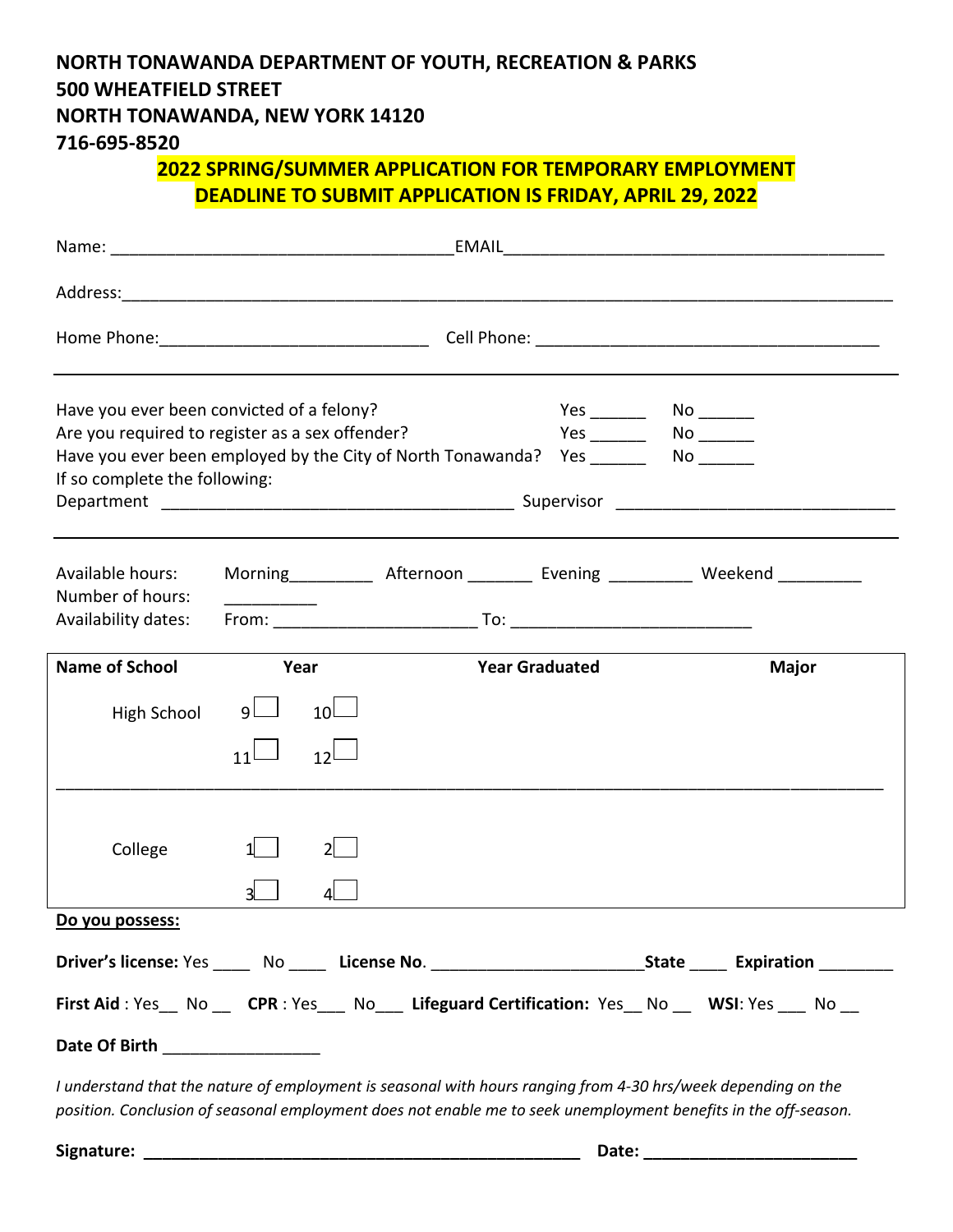**NORTH TONAWANDA DEPARTMENT OF YOUTH, RECREATION & PARKS**
**500 WHEATFIELD STREET**
**NORTH TONAWANDA, NEW YORK 14120**
**716-695-8520**

## 2022 SPRING/SUMMER APPLICATION FOR TEMPORARY EMPLOYMENT
## DEADLINE TO SUBMIT APPLICATION IS FRIDAY, APRIL 29, 2022

Name: ____________________________________ EMAIL ________________________________________

Address: __________________________________________________________________________________

Home Phone: ____________________________ Cell Phone: ______________________________________

---

Have you ever been convicted of a felony? Yes ______ No ______
Are you required to register as a sex offender? Yes ______ No ______
Have you ever been employed by the City of North Tonawanda? Yes ______ No ______
If so complete the following:
Department ______________________________________ Supervisor ______________________________

---

Available hours: Morning_________ Afternoon _______ Evening _________ Weekend _________
Number of hours: __________
Availability dates: From: ____________________ To: ________________________

| Name of School | Year | Year Graduated | Major |
|---|---|---|---|
| High School | 9 ☐ 10 ☐ 11 ☐ 12 ☐ | | |
| College | 1 ☐ 2 ☐ 3 ☐ 4 ☐ | | |

**Do you possess:**

**Driver's license:** Yes ____ No ____ **License No.** ______________________ **State** ____ **Expiration** ________

**First Aid** : Yes__ No __ **CPR** : Yes___ No___ **Lifeguard Certification:** Yes__ No __ **WSI**: Yes ___ No __

**Date Of Birth** _________________

*I understand that the nature of employment is seasonal with hours ranging from 4-30 hrs/week depending on the position. Conclusion of seasonal employment does not enable me to seek unemployment benefits in the off-season.*

**Signature: _______________________________________________ Date: ______________________**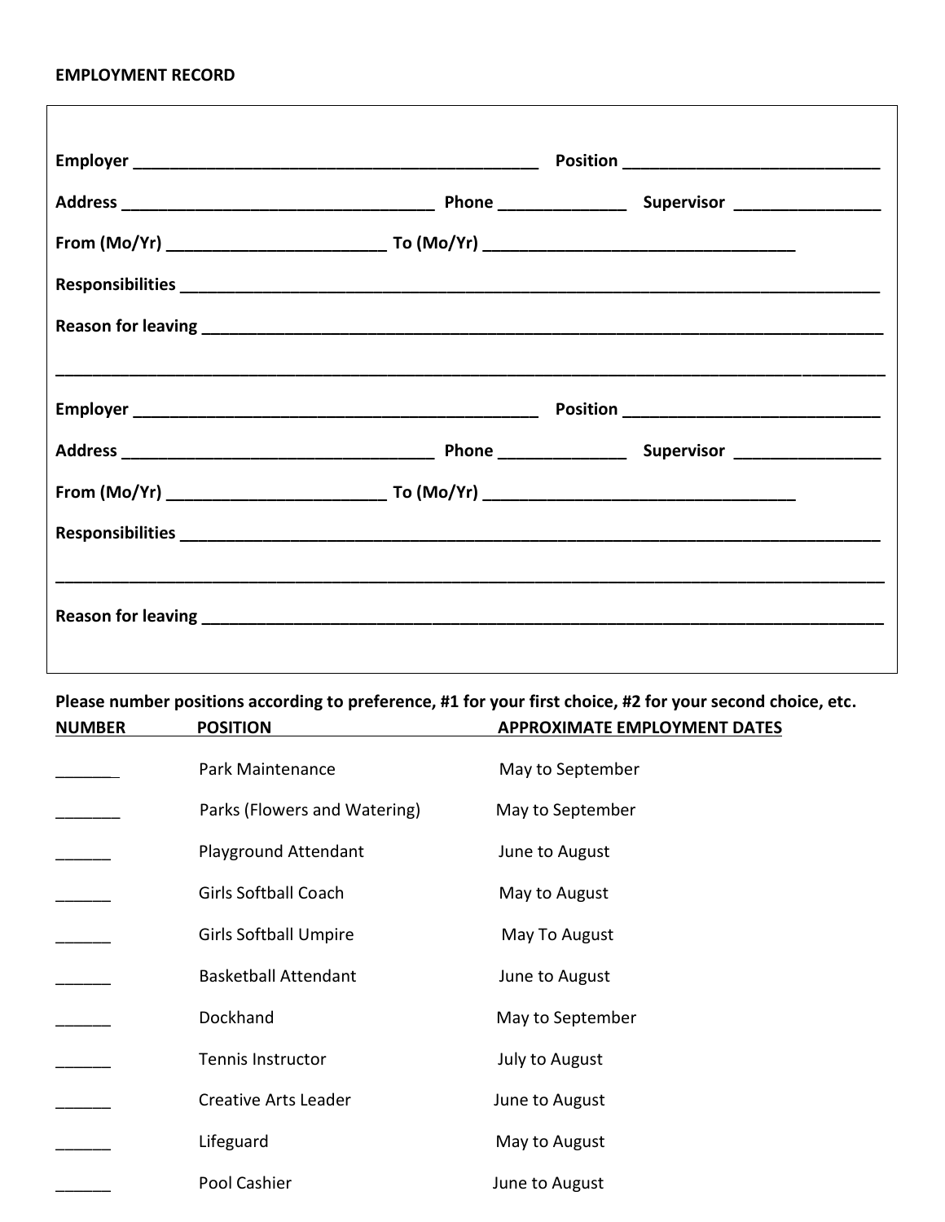**EMPLOYMENT RECORD**

**Employer** _____________________________________________ **Position** ____________________________

**Address** __________________________________ **Phone** ______________ **Supervisor** ________________

**From (Mo/Yr)** ________________________ **To (Mo/Yr)** __________________________________

**Responsibilities** ______________________________________________________________________________

**Reason for leaving** ____________________________________________________________________________

_______________________________________________________________________________________________

**Employer** _____________________________________________ **Position** ____________________________

**Address** __________________________________ **Phone** ______________ **Supervisor** ________________

**From (Mo/Yr)** ________________________ **To (Mo/Yr)** __________________________________

**Responsibilities** ______________________________________________________________________________

_______________________________________________________________________________________________

**Reason for leaving** ____________________________________________________________________________

**Please number positions according to preference, #1 for your first choice, #2 for your second choice, etc.**

| NUMBER | POSITION | APPROXIMATE EMPLOYMENT DATES |
|---|---|---|
| ______ | Park Maintenance | May to September |
| ______ | Parks (Flowers and Watering) | May to September |
| ______ | Playground Attendant | June to August |
| ______ | Girls Softball Coach | May to August |
| ______ | Girls Softball Umpire | May To August |
| ______ | Basketball Attendant | June to August |
| ______ | Dockhand | May to September |
| ______ | Tennis Instructor | July to August |
| ______ | Creative Arts Leader | June to August |
| ______ | Lifeguard | May to August |
| ______ | Pool Cashier | June to August |